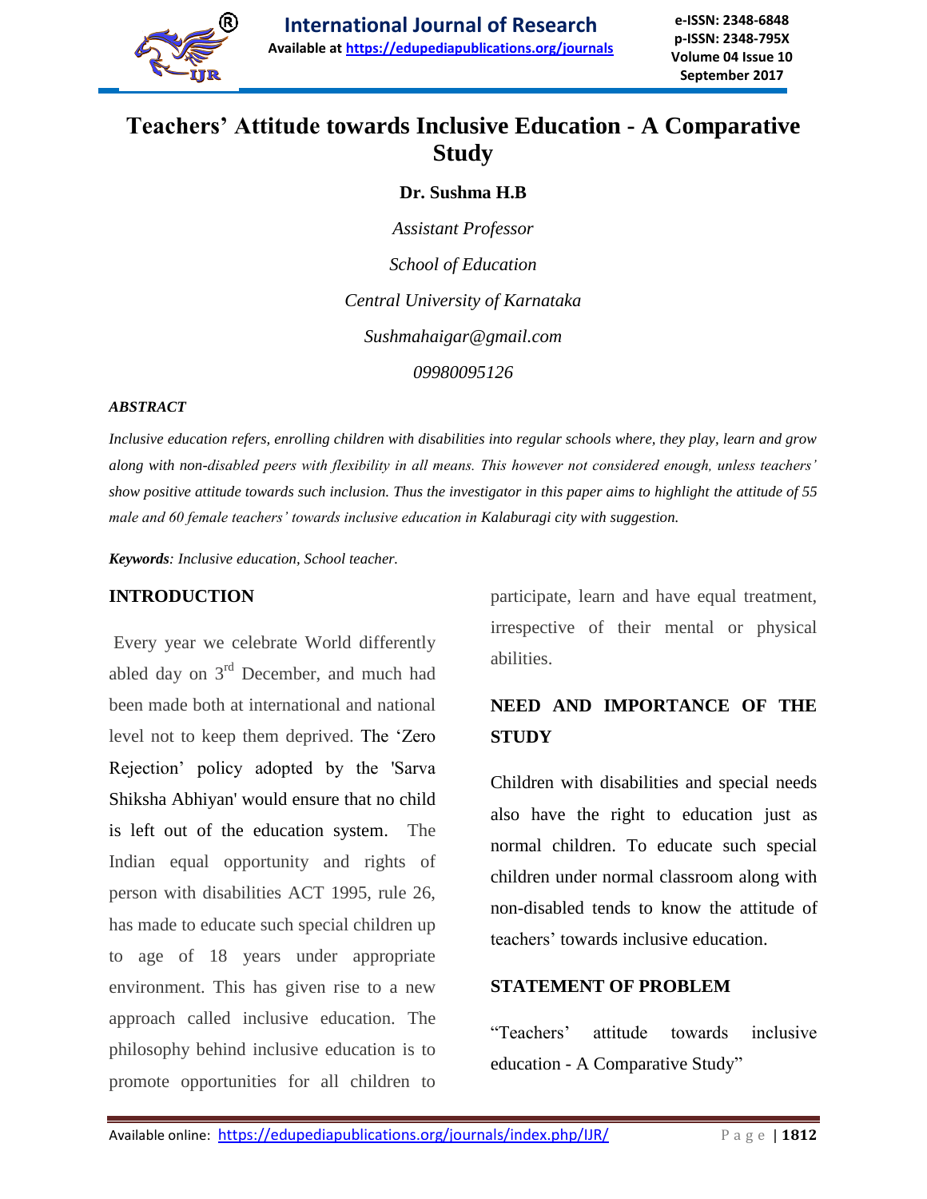# Teachers' Attitude towards Inclusive Education - A Comparative Study

**Dr. Sushma H.B**

*Assistant Professor*

*School of Education*

*Central University of Karnataka*

*Sushmahaigar@gmail.com*

*09980095126*

***ABSTRACT***

*Inclusive education refers, enrolling children with disabilities into regular schools where, they play, learn and grow along with non-disabled peers with flexibility in all means. This however not considered enough, unless teachers' show positive attitude towards such inclusion. Thus the investigator in this paper aims to highlight the attitude of 55 male and 60 female teachers' towards inclusive education in Kalaburagi city with suggestion.*

***Keywords**: Inclusive education, School teacher.*

## INTRODUCTION

Every year we celebrate World differently abled day on 3rd December, and much had been made both at international and national level not to keep them deprived. The 'Zero Rejection' policy adopted by the 'Sarva Shiksha Abhiyan' would ensure that no child is left out of the education system. The Indian equal opportunity and rights of person with disabilities ACT 1995, rule 26, has made to educate such special children up to age of 18 years under appropriate environment. This has given rise to a new approach called inclusive education. The philosophy behind inclusive education is to promote opportunities for all children to participate, learn and have equal treatment, irrespective of their mental or physical abilities.

## NEED AND IMPORTANCE OF THE STUDY

Children with disabilities and special needs also have the right to education just as normal children. To educate such special children under normal classroom along with non-disabled tends to know the attitude of teachers' towards inclusive education.

## STATEMENT OF PROBLEM

"Teachers' attitude towards inclusive education - A Comparative Study"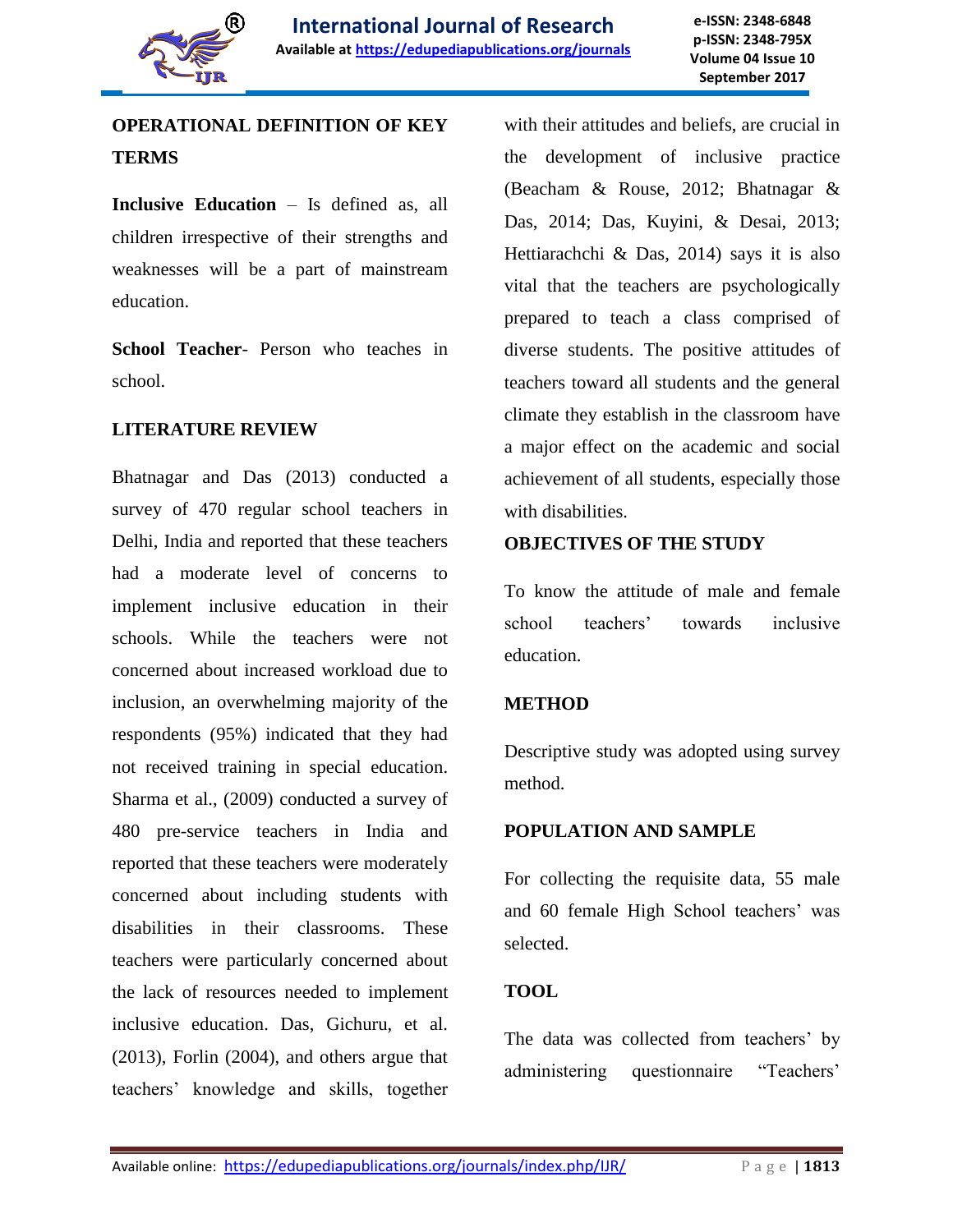## OPERATIONAL DEFINITION OF KEY TERMS

**Inclusive Education** – Is defined as, all children irrespective of their strengths and weaknesses will be a part of mainstream education.

**School Teacher**- Person who teaches in school.

## LITERATURE REVIEW

Bhatnagar and Das (2013) conducted a survey of 470 regular school teachers in Delhi, India and reported that these teachers had a moderate level of concerns to implement inclusive education in their schools. While the teachers were not concerned about increased workload due to inclusion, an overwhelming majority of the respondents (95%) indicated that they had not received training in special education. Sharma et al., (2009) conducted a survey of 480 pre-service teachers in India and reported that these teachers were moderately concerned about including students with disabilities in their classrooms. These teachers were particularly concerned about the lack of resources needed to implement inclusive education. Das, Gichuru, et al. (2013), Forlin (2004), and others argue that teachers' knowledge and skills, together with their attitudes and beliefs, are crucial in the development of inclusive practice (Beacham & Rouse, 2012; Bhatnagar & Das, 2014; Das, Kuyini, & Desai, 2013; Hettiarachchi & Das, 2014) says it is also vital that the teachers are psychologically prepared to teach a class comprised of diverse students. The positive attitudes of teachers toward all students and the general climate they establish in the classroom have a major effect on the academic and social achievement of all students, especially those with disabilities.

## OBJECTIVES OF THE STUDY

To know the attitude of male and female school teachers' towards inclusive education.

## METHOD

Descriptive study was adopted using survey method.

## POPULATION AND SAMPLE

For collecting the requisite data, 55 male and 60 female High School teachers' was selected.

## TOOL

The data was collected from teachers' by administering questionnaire "Teachers'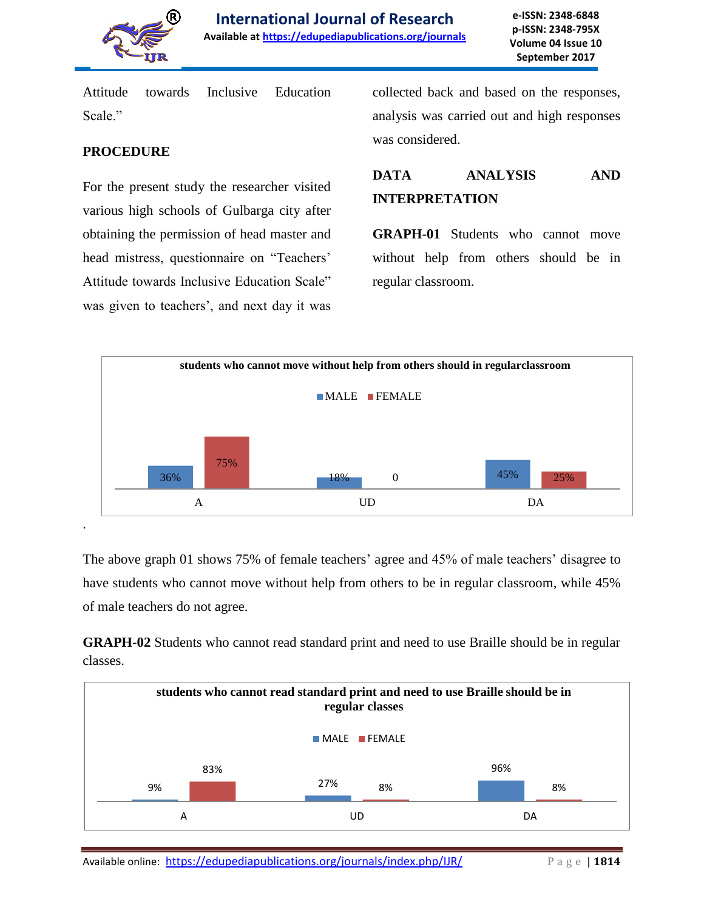Attitude towards Inclusive Education Scale."

**PROCEDURE**

For the present study the researcher visited various high schools of Gulbarga city after obtaining the permission of head master and head mistress, questionnaire on "Teachers' Attitude towards Inclusive Education Scale" was given to teachers', and next day it was collected back and based on the responses, analysis was carried out and high responses was considered.

**DATA ANALYSIS AND INTERPRETATION**

**GRAPH-01** Students who cannot move without help from others should be in regular classroom.

students who cannot move without help from others should in regularclassroom

MALE FEMALE

36% 75%

18% 0

45% 25%

A UD DA

.

The above graph 01 shows 75% of female teachers' agree and 45% of male teachers' disagree to have students who cannot move without help from others to be in regular classroom, while 45% of male teachers do not agree.

**GRAPH-02** Students who cannot read standard print and need to use Braille should be in regular classes.

students who cannot read standard print and need to use Braille should be in regular classes

MALE FEMALE

9% 83%

27% 8%

96% 8%

A UD DA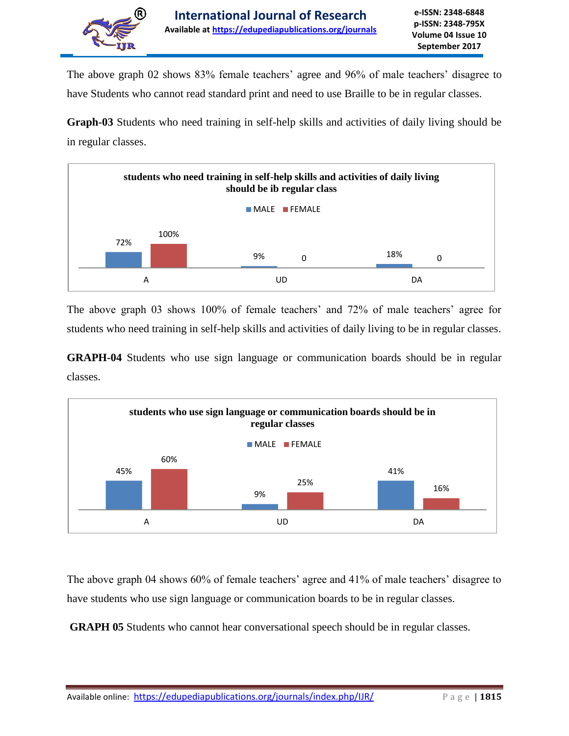The above graph 02 shows 83% female teachers' agree and 96% of male teachers' disagree to have Students who cannot read standard print and need to use Braille to be in regular classes.

**Graph-03** Students who need training in self-help skills and activities of daily living should be in regular classes.

**students who need training in self-help skills and activities of daily living should be ib regular class**

MALE FEMALE

72% 100%

9% 0

18% 0

A UD DA

The above graph 03 shows 100% of female teachers' and 72% of male teachers' agree for students who need training in self-help skills and activities of daily living to be in regular classes.

**GRAPH-04** Students who use sign language or communication boards should be in regular classes.

**students who use sign language or communication boards should be in regular classes**

MALE FEMALE

45% 60%

9% 25%

41% 16%

A UD DA

The above graph 04 shows 60% of female teachers' agree and 41% of male teachers' disagree to have students who use sign language or communication boards to be in regular classes.

**GRAPH 05** Students who cannot hear conversational speech should be in regular classes.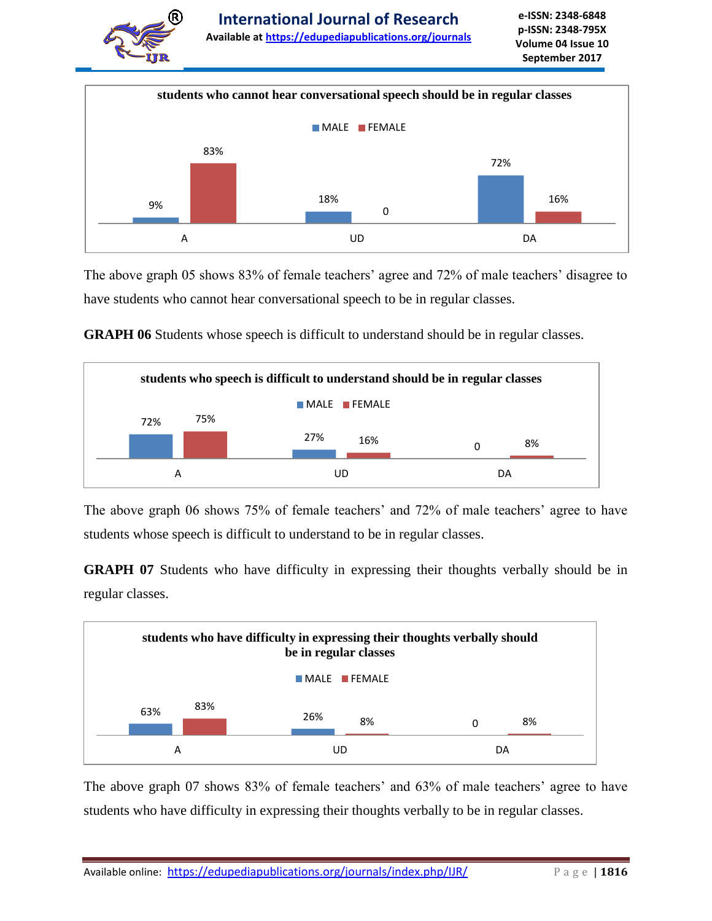students who cannot hear conversational speech should be in regular classes

MALE FEMALE

9%
83%
18%
0
72%
16%

A
UD
DA

The above graph 05 shows 83% of female teachers' agree and 72% of male teachers' disagree to have students who cannot hear conversational speech to be in regular classes.

**GRAPH 06** Students whose speech is difficult to understand should be in regular classes.

students who speech is difficult to understand should be in regular classes

MALE FEMALE

72%
75%
27%
16%
0
8%

A
UD
DA

The above graph 06 shows 75% of female teachers' and 72% of male teachers' agree to have students whose speech is difficult to understand to be in regular classes.

**GRAPH 07** Students who have difficulty in expressing their thoughts verbally should be in regular classes.

students who have difficulty in expressing their thoughts verbally should be in regular classes

MALE FEMALE

63%
83%
26%
8%
0
8%

A
UD
DA

The above graph 07 shows 83% of female teachers' and 63% of male teachers' agree to have students who have difficulty in expressing their thoughts verbally to be in regular classes.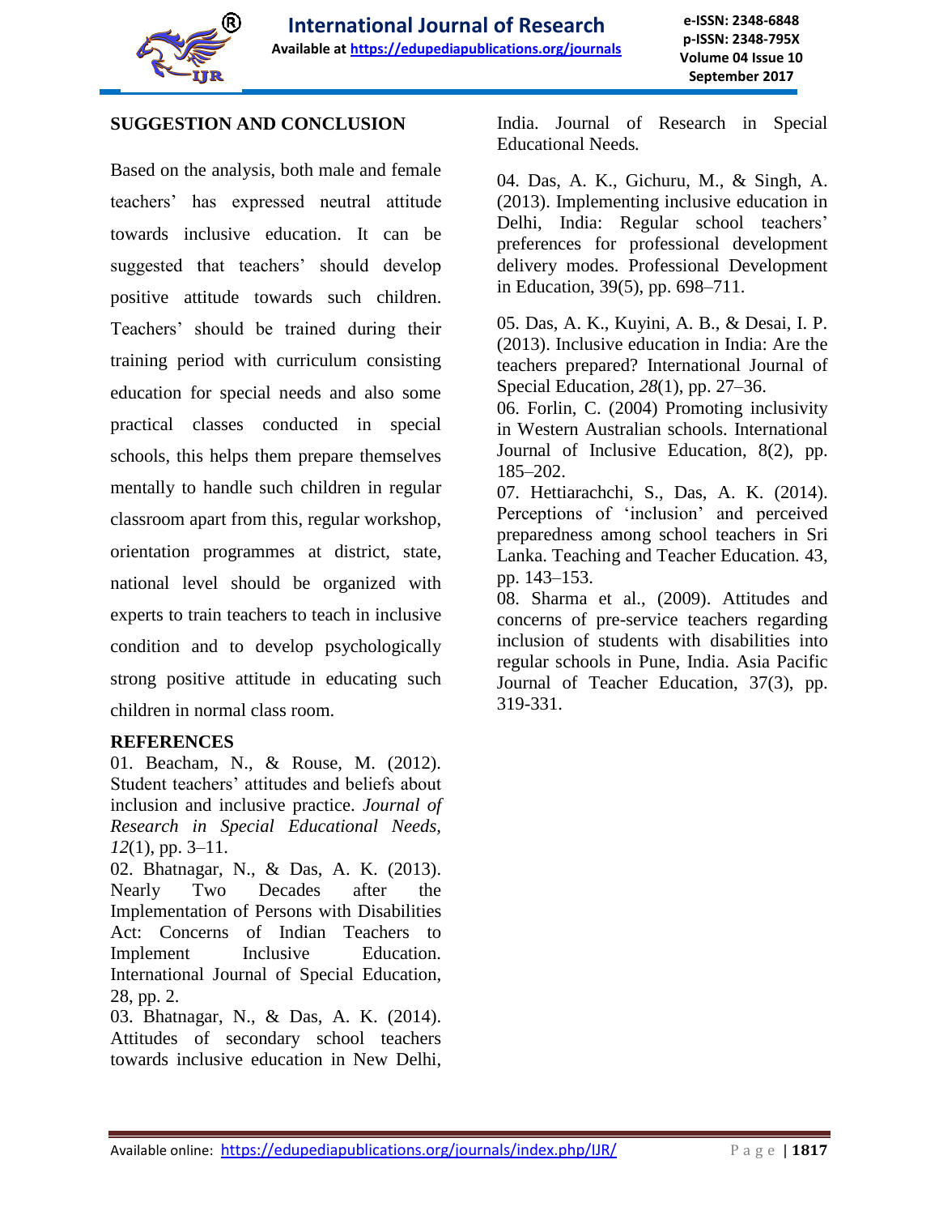## SUGGESTION AND CONCLUSION

Based on the analysis, both male and female teachers' has expressed neutral attitude towards inclusive education. It can be suggested that teachers' should develop positive attitude towards such children. Teachers' should be trained during their training period with curriculum consisting education for special needs and also some practical classes conducted in special schools, this helps them prepare themselves mentally to handle such children in regular classroom apart from this, regular workshop, orientation programmes at district, state, national level should be organized with experts to train teachers to teach in inclusive condition and to develop psychologically strong positive attitude in educating such children in normal class room.

## REFERENCES

01. Beacham, N., & Rouse, M. (2012). Student teachers' attitudes and beliefs about inclusion and inclusive practice. *Journal of Research in Special Educational Needs, 12*(1), pp. 3–11.

02. Bhatnagar, N., & Das, A. K. (2013). Nearly Two Decades after the Implementation of Persons with Disabilities Act: Concerns of Indian Teachers to Implement Inclusive Education. International Journal of Special Education, 28, pp. 2.

03. Bhatnagar, N., & Das, A. K. (2014). Attitudes of secondary school teachers towards inclusive education in New Delhi, India. Journal of Research in Special Educational Needs.

04. Das, A. K., Gichuru, M., & Singh, A. (2013). Implementing inclusive education in Delhi, India: Regular school teachers' preferences for professional development delivery modes. Professional Development in Education, 39(5), pp. 698–711.

05. Das, A. K., Kuyini, A. B., & Desai, I. P. (2013). Inclusive education in India: Are the teachers prepared? International Journal of Special Education, *28*(1), pp. 27–36.

06. Forlin, C. (2004) Promoting inclusivity in Western Australian schools. International Journal of Inclusive Education, 8(2), pp. 185–202.

07. Hettiarachchi, S., Das, A. K. (2014). Perceptions of 'inclusion' and perceived preparedness among school teachers in Sri Lanka. Teaching and Teacher Education. 43, pp. 143–153.

08. Sharma et al., (2009). Attitudes and concerns of pre-service teachers regarding inclusion of students with disabilities into regular schools in Pune, India. Asia Pacific Journal of Teacher Education, 37(3), pp. 319-331.